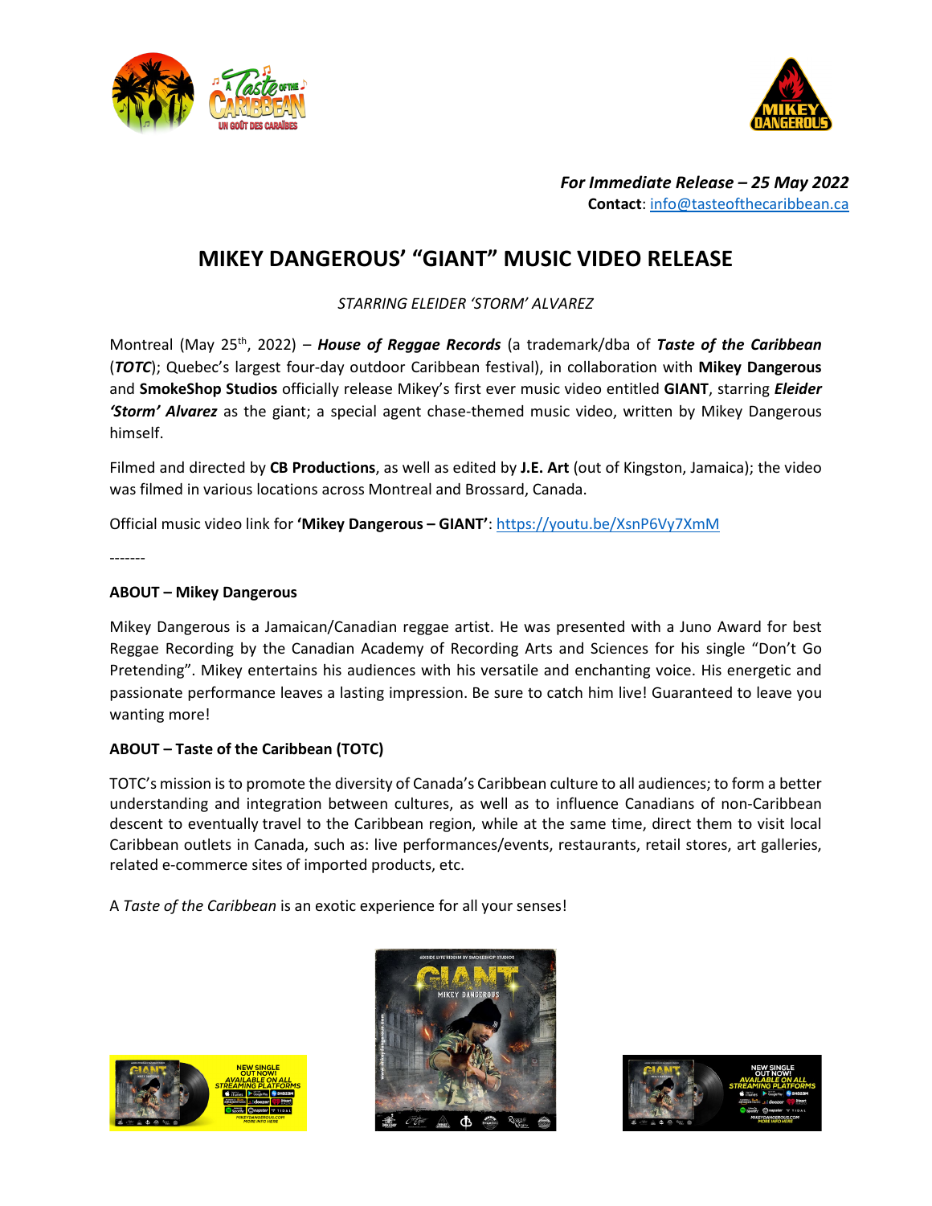*For Immediate Release – 25 May 2022*
**Contact**: info@tasteofthecaribbean.ca

# MIKEY DANGEROUS' "GIANT" MUSIC VIDEO RELEASE

*STARRING ELEIDER 'STORM' ALVAREZ*

Montreal (May 25th, 2022) – ***House of Reggae Records*** (a trademark/dba of ***Taste of the Caribbean*** (***TOTC***); Quebec's largest four-day outdoor Caribbean festival), in collaboration with **Mikey Dangerous** and **SmokeShop Studios** officially release Mikey's first ever music video entitled **GIANT**, starring ***Eleider 'Storm' Alvarez*** as the giant; a special agent chase-themed music video, written by Mikey Dangerous himself.

Filmed and directed by **CB Productions**, as well as edited by **J.E. Art** (out of Kingston, Jamaica); the video was filmed in various locations across Montreal and Brossard, Canada.

Official music video link for **'Mikey Dangerous – GIANT'**: https://youtu.be/XsnP6Vy7XmM

-------

### ABOUT – Mikey Dangerous

Mikey Dangerous is a Jamaican/Canadian reggae artist. He was presented with a Juno Award for best Reggae Recording by the Canadian Academy of Recording Arts and Sciences for his single "Don't Go Pretending". Mikey entertains his audiences with his versatile and enchanting voice. His energetic and passionate performance leaves a lasting impression. Be sure to catch him live! Guaranteed to leave you wanting more!

### ABOUT – Taste of the Caribbean (TOTC)

TOTC's mission is to promote the diversity of Canada's Caribbean culture to all audiences; to form a better understanding and integration between cultures, as well as to influence Canadians of non-Caribbean descent to eventually travel to the Caribbean region, while at the same time, direct them to visit local Caribbean outlets in Canada, such as: live performances/events, restaurants, retail stores, art galleries, related e-commerce sites of imported products, etc.

A *Taste of the Caribbean* is an exotic experience for all your senses!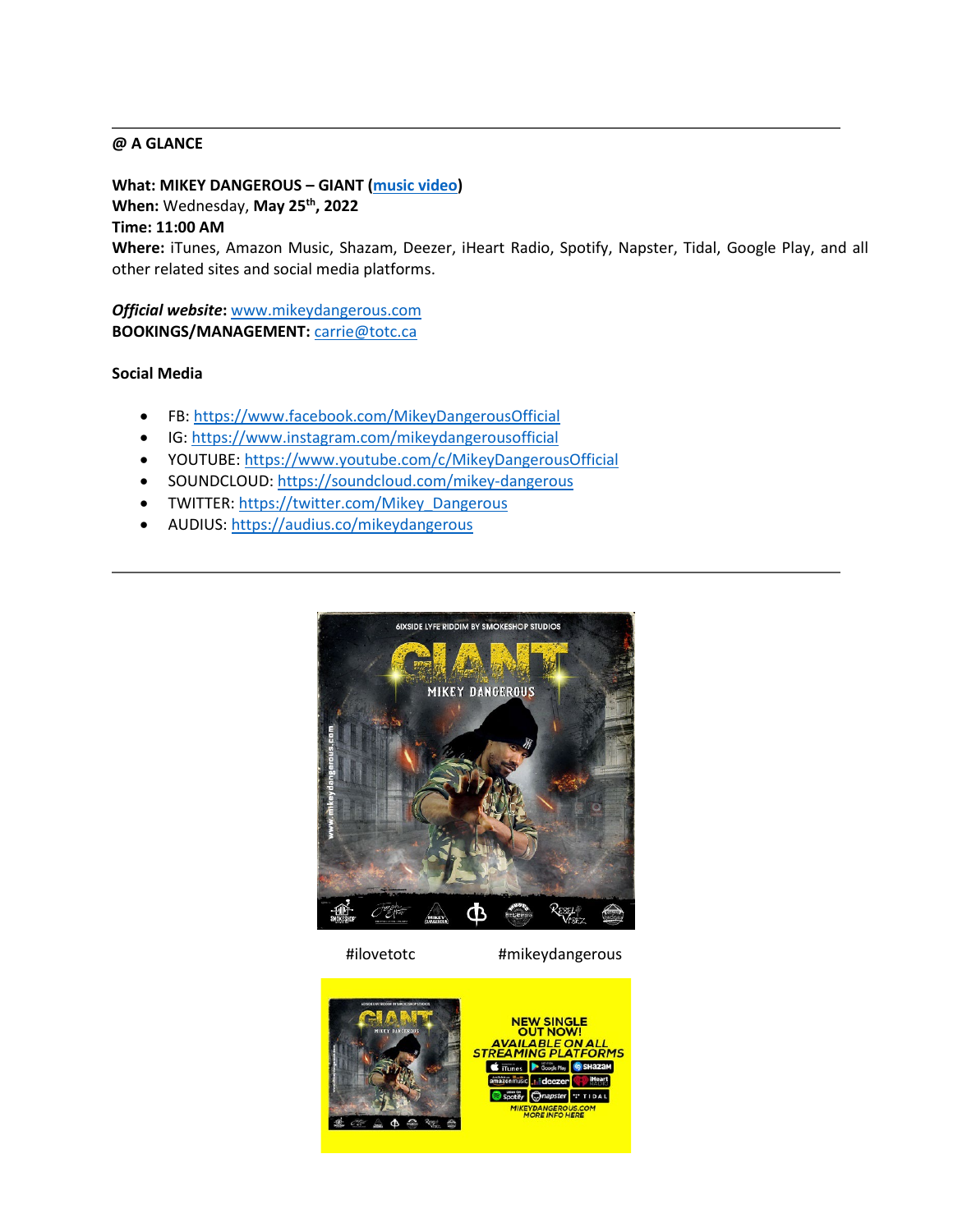**@ A GLANCE**

**What: MIKEY DANGEROUS – GIANT ([music video](music video))**
**When:** Wednesday, **May 25th, 2022**
**Time: 11:00 AM**
**Where:** iTunes, Amazon Music, Shazam, Deezer, iHeart Radio, Spotify, Napster, Tidal, Google Play, and all other related sites and social media platforms.

***Official website*:** [www.mikeydangerous.com](http://www.mikeydangerous.com)
**BOOKINGS/MANAGEMENT:** [carrie@totc.ca](mailto:carrie@totc.ca)

**Social Media**

- FB: https://www.facebook.com/MikeyDangerousOfficial
- IG: https://www.instagram.com/mikeydangerousofficial
- YOUTUBE: https://www.youtube.com/c/MikeyDangerousOfficial
- SOUNDCLOUD: https://soundcloud.com/mikey-dangerous
- TWITTER: https://twitter.com/Mikey_Dangerous
- AUDIUS: https://audius.co/mikeydangerous

#ilovetotc #mikeydangerous